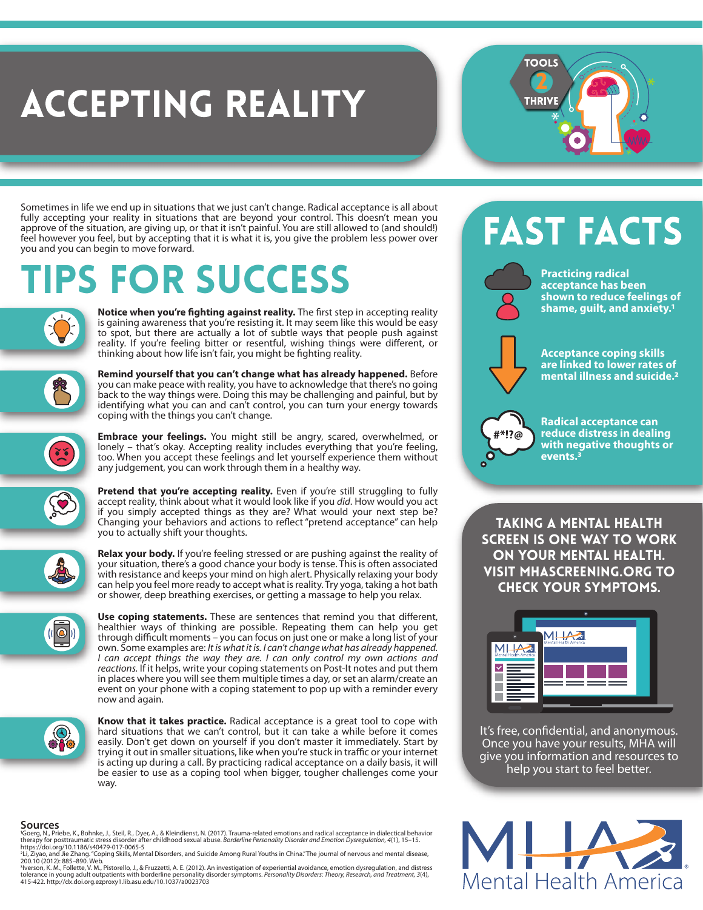# ACCEPTING REALITY

TOOLS 2 THRIVE

Sometimes in life we end up in situations that we just can't change. Radical acceptance is all about fully accepting your reality in situations that are beyond your control. This doesn't mean you approve of the situation, are giving up, or that it isn't painful. You are still allowed to (and should!) feel however you feel, but by accepting that it is what it is, you give the problem less power over you and you can begin to move forward.

## TIPS FOR SUCCESS

**Notice when you're fighting against reality.** The first step in accepting reality is gaining awareness that you're resisting it. It may seem like this would be easy to spot, but there are actually a lot of subtle ways that people push against reality. If you're feeling bitter or resentful, wishing things were different, or thinking about how life isn't fair, you might be fighting reality.

**Remind yourself that you can't change what has already happened.** Before you can make peace with reality, you have to acknowledge that there's no going back to the way things were. Doing this may be challenging and painful, but by identifying what you can and can't control, you can turn your energy towards coping with the things you can't change.

**Embrace your feelings.** You might still be angry, scared, overwhelmed, or lonely – that's okay. Accepting reality includes everything that you're feeling, too. When you accept these feelings and let yourself experience them without any judgement, you can work through them in a healthy way.

**Pretend that you're accepting reality.** Even if you're still struggling to fully accept reality, think about what it would look like if you *did*. How would you act if you simply accepted things as they are? What would your next step be? Changing your behaviors and actions to reflect "pretend acceptance" can help you to actually shift your thoughts.

**Relax your body.** If you're feeling stressed or are pushing against the reality of your situation, there's a good chance your body is tense. This is often associated with resistance and keeps your mind on high alert. Physically relaxing your body can help you feel more ready to accept what is reality. Try yoga, taking a hot bath or shower, deep breathing exercises, or getting a massage to help you relax.

**Use coping statements.** These are sentences that remind you that different, healthier ways of thinking are possible. Repeating them can help you get through difficult moments – you can focus on just one or make a long list of your own. Some examples are: *It is what it is. I can't change what has already happened. I can accept things the way they are. I can only control my own actions and reactions.* If it helps, write your coping statements on Post-It notes and put them in places where you will see them multiple times a day, or set an alarm/create an event on your phone with a coping statement to pop up with a reminder every now and again.

**Know that it takes practice.** Radical acceptance is a great tool to cope with hard situations that we can't control, but it can take a while before it comes easily. Don't get down on yourself if you don't master it immediately. Start by trying it out in smaller situations, like when you're stuck in traffic or your internet is acting up during a call. By practicing radical acceptance on a daily basis, it will be easier to use as a coping tool when bigger, tougher challenges come your way.

## FAST FACTS

**Practicing radical acceptance has been shown to reduce feelings of shame, guilt, and anxiety.[1]**

**Acceptance coping skills are linked to lower rates of mental illness and suicide.[2]**

**Radical acceptance can reduce distress in dealing with negative thoughts or events.[3]**

### TAKING A MENTAL HEALTH SCREEN IS ONE WAY TO WORK ON YOUR MENTAL HEALTH. VISIT MHASCREENING.ORG TO CHECK YOUR SYMPTOMS.

It's free, confidential, and anonymous. Once you have your results, MHA will give you information and resources to help you start to feel better.

MHA Mental Health America

### Sources

[1]Goerg, N., Priebe, K., Bohnke, J., Steil, R., Dyer, A., & Kleindienst, N. (2017). Trauma-related emotions and radical acceptance in dialectical behavior therapy for posttraumatic stress disorder after childhood sexual abuse. *Borderline Personality Disorder and Emotion Dysregulation, 4*(1), 15–15. https://doi.org/10.1186/s40479-017-0065-5

[2]Li, Ziyao, and Jie Zhang. "Coping Skills, Mental Disorders, and Suicide Among Rural Youths in China." The journal of nervous and mental disease, 200.10 (2012): 885–890. Web.

[3]Iverson, K. M., Follette, V. M., Pistorello, J., & Fruzzetti, A. E. (2012). An investigation of experiential avoidance, emotion dysregulation, and distress tolerance in young adult outpatients with borderline personality disorder symptoms. *Personality Disorders: Theory, Research, and Treatment, 3*(4), 415-422. http://dx.doi.org.ezproxy1.lib.asu.edu/10.1037/a0023703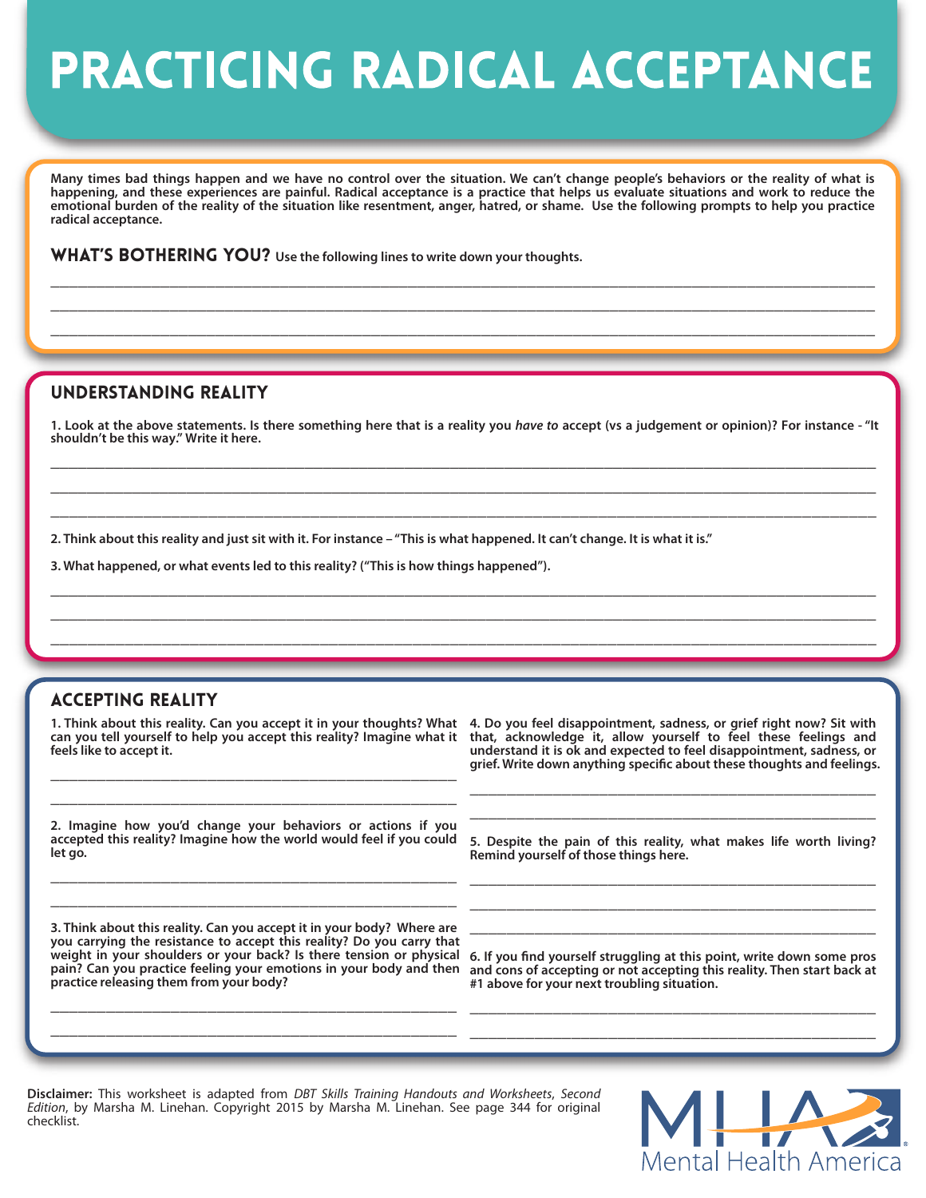# Practicing Radical Acceptance

**Many times bad things happen and we have no control over the situation. We can't change people's behaviors or the reality of what is happening, and these experiences are painful. Radical acceptance is a practice that helps us evaluate situations and work to reduce the emotional burden of the reality of the situation like resentment, anger, hatred, or shame. Use the following prompts to help you practice radical acceptance.**

## What's Bothering You? Use the following lines to write down your thoughts.

___________________________________________________________________________

___________________________________________________________________________

___________________________________________________________________________

## Understanding Reality

**1. Look at the above statements. Is there something here that is a reality you *have to* accept (vs a judgement or opinion)? For instance - "It shouldn't be this way." Write it here.**

___________________________________________________________________________

___________________________________________________________________________

___________________________________________________________________________

**2. Think about this reality and just sit with it. For instance – "This is what happened. It can't change. It is what it is."**

**3. What happened, or what events led to this reality? ("This is how things happened").**

___________________________________________________________________________

___________________________________________________________________________

___________________________________________________________________________

## Accepting Reality

**1. Think about this reality. Can you accept it in your thoughts? What can you tell yourself to help you accept this reality? Imagine what it feels like to accept it.**

___________________________________________________________________________

___________________________________________________________________________

**2. Imagine how you'd change your behaviors or actions if you accepted this reality? Imagine how the world would feel if you could let go.**

___________________________________________________________________________

___________________________________________________________________________

**3. Think about this reality. Can you accept it in your body? Where are you carrying the resistance to accept this reality? Do you carry that weight in your shoulders or your back? Is there tension or physical pain? Can you practice feeling your emotions in your body and then practice releasing them from your body?**

___________________________________________________________________________

___________________________________________________________________________

**4. Do you feel disappointment, sadness, or grief right now? Sit with that, acknowledge it, allow yourself to feel these feelings and understand it is ok and expected to feel disappointment, sadness, or grief. Write down anything specific about these thoughts and feelings.**

___________________________________________________________________________

___________________________________________________________________________

**5. Despite the pain of this reality, what makes life worth living? Remind yourself of those things here.**

___________________________________________________________________________

___________________________________________________________________________

___________________________________________________________________________

**6. If you find yourself struggling at this point, write down some pros and cons of accepting or not accepting this reality. Then start back at #1 above for your next troubling situation.**

___________________________________________________________________________

___________________________________________________________________________

**Disclaimer:** This worksheet is adapted from *DBT Skills Training Handouts and Worksheets*, *Second Edition*, by Marsha M. Linehan. Copyright 2015 by Marsha M. Linehan. See page 344 for original checklist.

Mental Health America